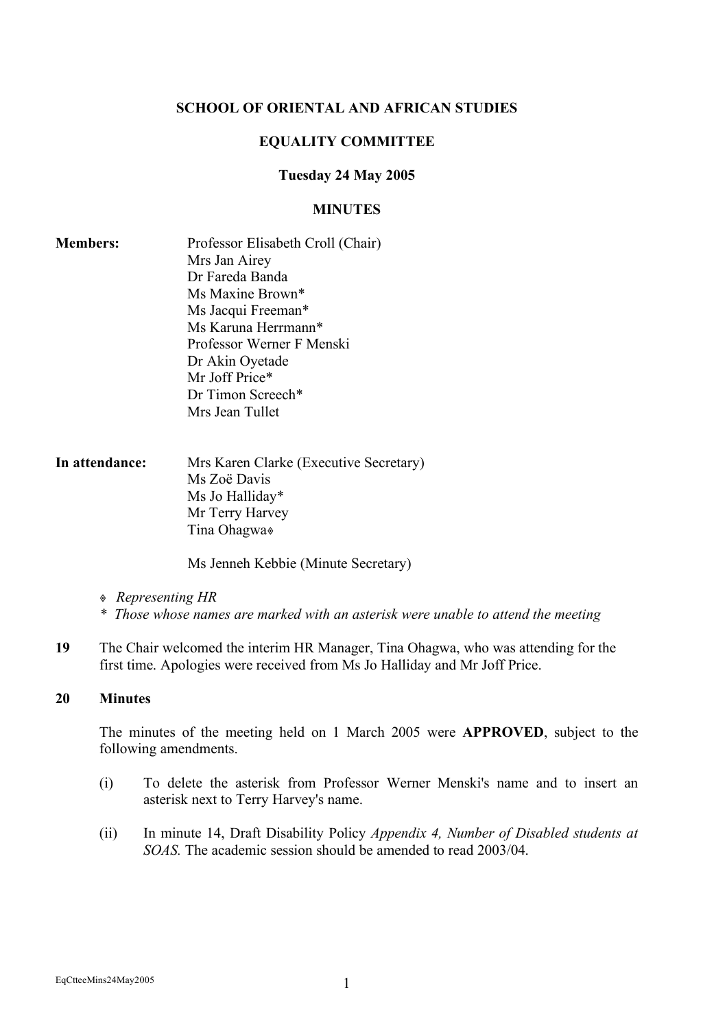**SCHOOL OF ORIENTAL AND AFRICAN STUDIES**

**EQUALITY COMMITTEE**

**Tuesday 24 May 2005**

**MINUTES**

**Members:**

Professor Elisabeth Croll (Chair)
Mrs Jan Airey
Dr Fareda Banda
Ms Maxine Brown*
Ms Jacqui Freeman*
Ms Karuna Herrmann*
Professor Werner F Menski
Dr Akin Oyetade
Mr Joff Price*
Dr Timon Screech*
Mrs Jean Tullet

**In attendance:**

Mrs Karen Clarke (Executive Secretary)
Ms Zoë Davis
Ms Jo Halliday*
Mr Terry Harvey
Tina Ohagwa◊

Ms Jenneh Kebbie (Minute Secretary)

◊ *Representing HR*
\* *Those whose names are marked with an asterisk were unable to attend the meeting*

**19** The Chair welcomed the interim HR Manager, Tina Ohagwa, who was attending for the first time. Apologies were received from Ms Jo Halliday and Mr Joff Price.

**20 Minutes**

The minutes of the meeting held on 1 March 2005 were **APPROVED**, subject to the following amendments.

(i) To delete the asterisk from Professor Werner Menski's name and to insert an asterisk next to Terry Harvey's name.

(ii) In minute 14, Draft Disability Policy *Appendix 4, Number of Disabled students at SOAS.* The academic session should be amended to read 2003/04.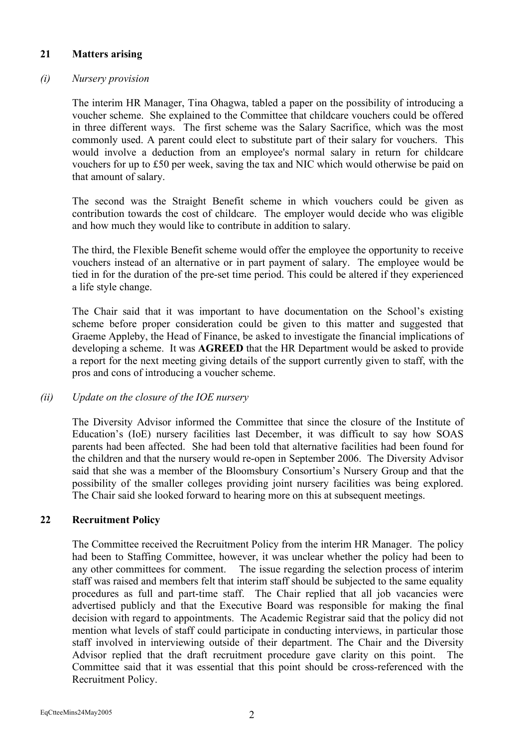## 21 Matters arising

### *(i) Nursery provision*

The interim HR Manager, Tina Ohagwa, tabled a paper on the possibility of introducing a voucher scheme. She explained to the Committee that childcare vouchers could be offered in three different ways. The first scheme was the Salary Sacrifice, which was the most commonly used. A parent could elect to substitute part of their salary for vouchers. This would involve a deduction from an employee's normal salary in return for childcare vouchers for up to £50 per week, saving the tax and NIC which would otherwise be paid on that amount of salary.

The second was the Straight Benefit scheme in which vouchers could be given as contribution towards the cost of childcare. The employer would decide who was eligible and how much they would like to contribute in addition to salary.

The third, the Flexible Benefit scheme would offer the employee the opportunity to receive vouchers instead of an alternative or in part payment of salary. The employee would be tied in for the duration of the pre-set time period. This could be altered if they experienced a life style change.

The Chair said that it was important to have documentation on the School's existing scheme before proper consideration could be given to this matter and suggested that Graeme Appleby, the Head of Finance, be asked to investigate the financial implications of developing a scheme. It was **AGREED** that the HR Department would be asked to provide a report for the next meeting giving details of the support currently given to staff, with the pros and cons of introducing a voucher scheme.

### *(ii) Update on the closure of the IOE nursery*

The Diversity Advisor informed the Committee that since the closure of the Institute of Education's (IoE) nursery facilities last December, it was difficult to say how SOAS parents had been affected. She had been told that alternative facilities had been found for the children and that the nursery would re-open in September 2006. The Diversity Advisor said that she was a member of the Bloomsbury Consortium's Nursery Group and that the possibility of the smaller colleges providing joint nursery facilities was being explored. The Chair said she looked forward to hearing more on this at subsequent meetings.

## 22 Recruitment Policy

The Committee received the Recruitment Policy from the interim HR Manager. The policy had been to Staffing Committee, however, it was unclear whether the policy had been to any other committees for comment. The issue regarding the selection process of interim staff was raised and members felt that interim staff should be subjected to the same equality procedures as full and part-time staff. The Chair replied that all job vacancies were advertised publicly and that the Executive Board was responsible for making the final decision with regard to appointments. The Academic Registrar said that the policy did not mention what levels of staff could participate in conducting interviews, in particular those staff involved in interviewing outside of their department. The Chair and the Diversity Advisor replied that the draft recruitment procedure gave clarity on this point. The Committee said that it was essential that this point should be cross-referenced with the Recruitment Policy.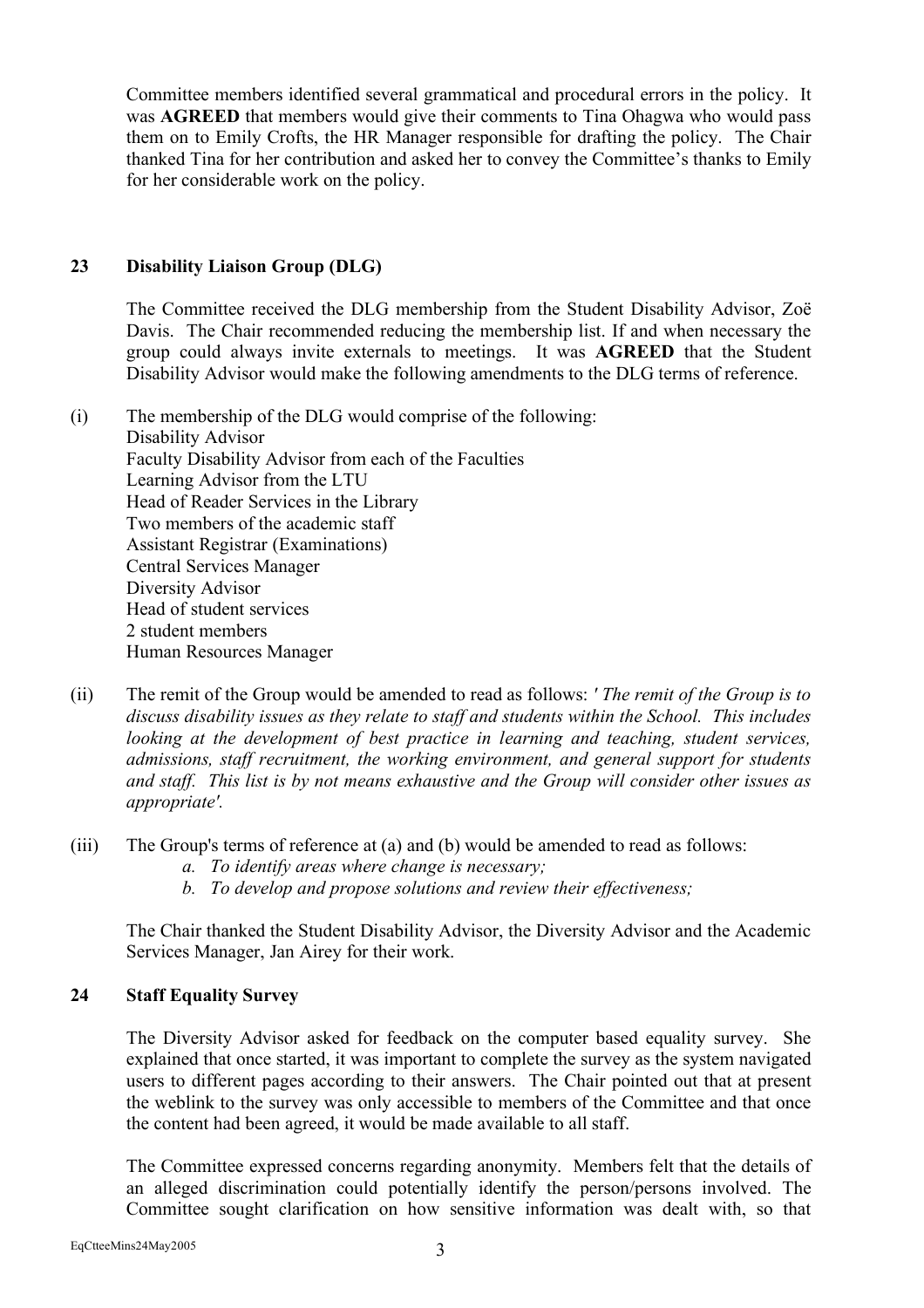Committee members identified several grammatical and procedural errors in the policy. It was **AGREED** that members would give their comments to Tina Ohagwa who would pass them on to Emily Crofts, the HR Manager responsible for drafting the policy. The Chair thanked Tina for her contribution and asked her to convey the Committee's thanks to Emily for her considerable work on the policy.

## 23 Disability Liaison Group (DLG)

The Committee received the DLG membership from the Student Disability Advisor, Zoë Davis. The Chair recommended reducing the membership list. If and when necessary the group could always invite externals to meetings. It was **AGREED** that the Student Disability Advisor would make the following amendments to the DLG terms of reference.

(i) The membership of the DLG would comprise of the following:
Disability Advisor
Faculty Disability Advisor from each of the Faculties
Learning Advisor from the LTU
Head of Reader Services in the Library
Two members of the academic staff
Assistant Registrar (Examinations)
Central Services Manager
Diversity Advisor
Head of student services
2 student members
Human Resources Manager

(ii) The remit of the Group would be amended to read as follows: *' The remit of the Group is to discuss disability issues as they relate to staff and students within the School. This includes looking at the development of best practice in learning and teaching, student services, admissions, staff recruitment, the working environment, and general support for students and staff. This list is by not means exhaustive and the Group will consider other issues as appropriate'.*

(iii) The Group's terms of reference at (a) and (b) would be amended to read as follows:
  a. *To identify areas where change is necessary;*
  b. *To develop and propose solutions and review their effectiveness;*

The Chair thanked the Student Disability Advisor, the Diversity Advisor and the Academic Services Manager, Jan Airey for their work.

## 24 Staff Equality Survey

The Diversity Advisor asked for feedback on the computer based equality survey. She explained that once started, it was important to complete the survey as the system navigated users to different pages according to their answers. The Chair pointed out that at present the weblink to the survey was only accessible to members of the Committee and that once the content had been agreed, it would be made available to all staff.

The Committee expressed concerns regarding anonymity. Members felt that the details of an alleged discrimination could potentially identify the person/persons involved. The Committee sought clarification on how sensitive information was dealt with, so that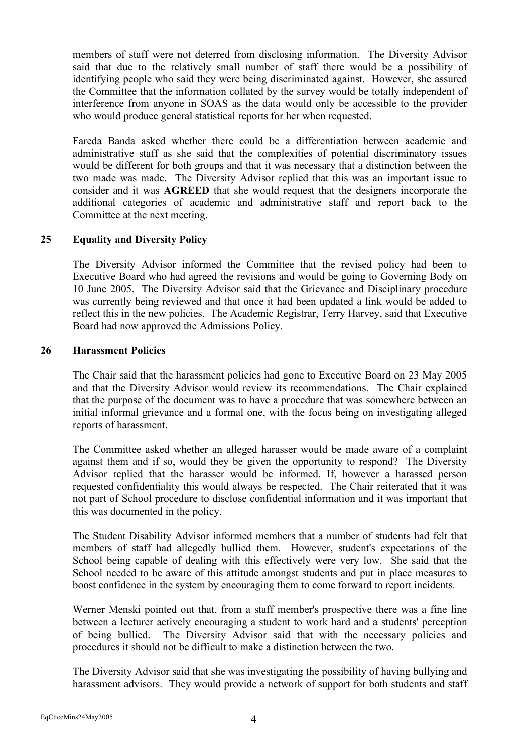members of staff were not deterred from disclosing information. The Diversity Advisor said that due to the relatively small number of staff there would be a possibility of identifying people who said they were being discriminated against. However, she assured the Committee that the information collated by the survey would be totally independent of interference from anyone in SOAS as the data would only be accessible to the provider who would produce general statistical reports for her when requested.

Fareda Banda asked whether there could be a differentiation between academic and administrative staff as she said that the complexities of potential discriminatory issues would be different for both groups and that it was necessary that a distinction between the two made was made. The Diversity Advisor replied that this was an important issue to consider and it was **AGREED** that she would request that the designers incorporate the additional categories of academic and administrative staff and report back to the Committee at the next meeting.

## 25 Equality and Diversity Policy

The Diversity Advisor informed the Committee that the revised policy had been to Executive Board who had agreed the revisions and would be going to Governing Body on 10 June 2005. The Diversity Advisor said that the Grievance and Disciplinary procedure was currently being reviewed and that once it had been updated a link would be added to reflect this in the new policies. The Academic Registrar, Terry Harvey, said that Executive Board had now approved the Admissions Policy.

## 26 Harassment Policies

The Chair said that the harassment policies had gone to Executive Board on 23 May 2005 and that the Diversity Advisor would review its recommendations. The Chair explained that the purpose of the document was to have a procedure that was somewhere between an initial informal grievance and a formal one, with the focus being on investigating alleged reports of harassment.

The Committee asked whether an alleged harasser would be made aware of a complaint against them and if so, would they be given the opportunity to respond? The Diversity Advisor replied that the harasser would be informed. If, however a harassed person requested confidentiality this would always be respected. The Chair reiterated that it was not part of School procedure to disclose confidential information and it was important that this was documented in the policy.

The Student Disability Advisor informed members that a number of students had felt that members of staff had allegedly bullied them. However, student's expectations of the School being capable of dealing with this effectively were very low. She said that the School needed to be aware of this attitude amongst students and put in place measures to boost confidence in the system by encouraging them to come forward to report incidents.

Werner Menski pointed out that, from a staff member's prospective there was a fine line between a lecturer actively encouraging a student to work hard and a students' perception of being bullied. The Diversity Advisor said that with the necessary policies and procedures it should not be difficult to make a distinction between the two.

The Diversity Advisor said that she was investigating the possibility of having bullying and harassment advisors. They would provide a network of support for both students and staff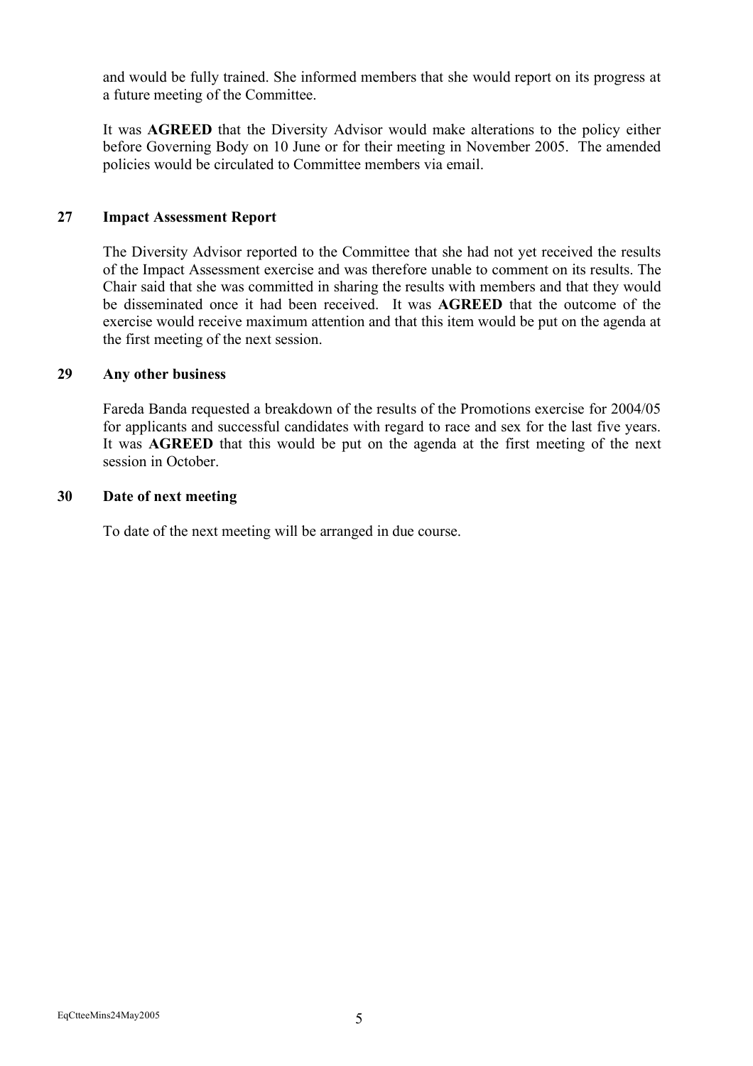and would be fully trained. She informed members that she would report on its progress at a future meeting of the Committee.

It was **AGREED** that the Diversity Advisor would make alterations to the policy either before Governing Body on 10 June or for their meeting in November 2005. The amended policies would be circulated to Committee members via email.

## 27 Impact Assessment Report

The Diversity Advisor reported to the Committee that she had not yet received the results of the Impact Assessment exercise and was therefore unable to comment on its results. The Chair said that she was committed in sharing the results with members and that they would be disseminated once it had been received. It was **AGREED** that the outcome of the exercise would receive maximum attention and that this item would be put on the agenda at the first meeting of the next session.

## 29 Any other business

Fareda Banda requested a breakdown of the results of the Promotions exercise for 2004/05 for applicants and successful candidates with regard to race and sex for the last five years. It was **AGREED** that this would be put on the agenda at the first meeting of the next session in October.

## 30 Date of next meeting

To date of the next meeting will be arranged in due course.